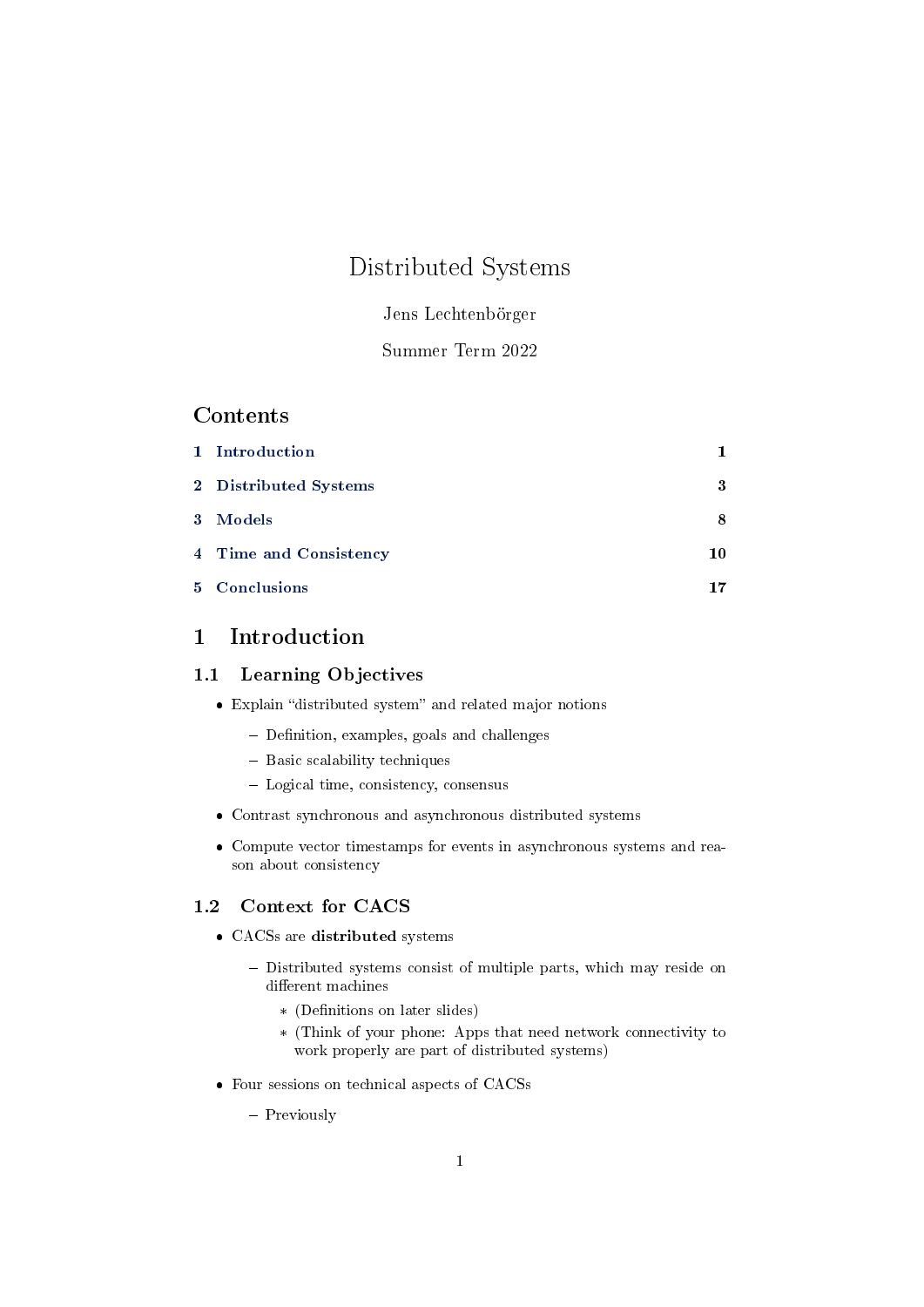# Distributed Systems

Jens Lechtenbörger

Summer Term 2022

## Contents

| | | |
|---|---|---|
| 1 | Introduction | 1 |
| 2 | Distributed Systems | 3 |
| 3 | Models | 8 |
| 4 | Time and Consistency | 10 |
| 5 | Conclusions | 17 |

## 1 Introduction

### 1.1 Learning Objectives

- Explain "distributed system" and related major notions
  - Definition, examples, goals and challenges
  - Basic scalability techniques
  - Logical time, consistency, consensus
- Contrast synchronous and asynchronous distributed systems
- Compute vector timestamps for events in asynchronous systems and reason about consistency

### 1.2 Context for CACS

- CACSs are **distributed** systems
  - Distributed systems consist of multiple parts, which may reside on different machines
    - * (Definitions on later slides)
    - * (Think of your phone: Apps that need network connectivity to work properly are part of distributed systems)
- Four sessions on technical aspects of CACSs
  - Previously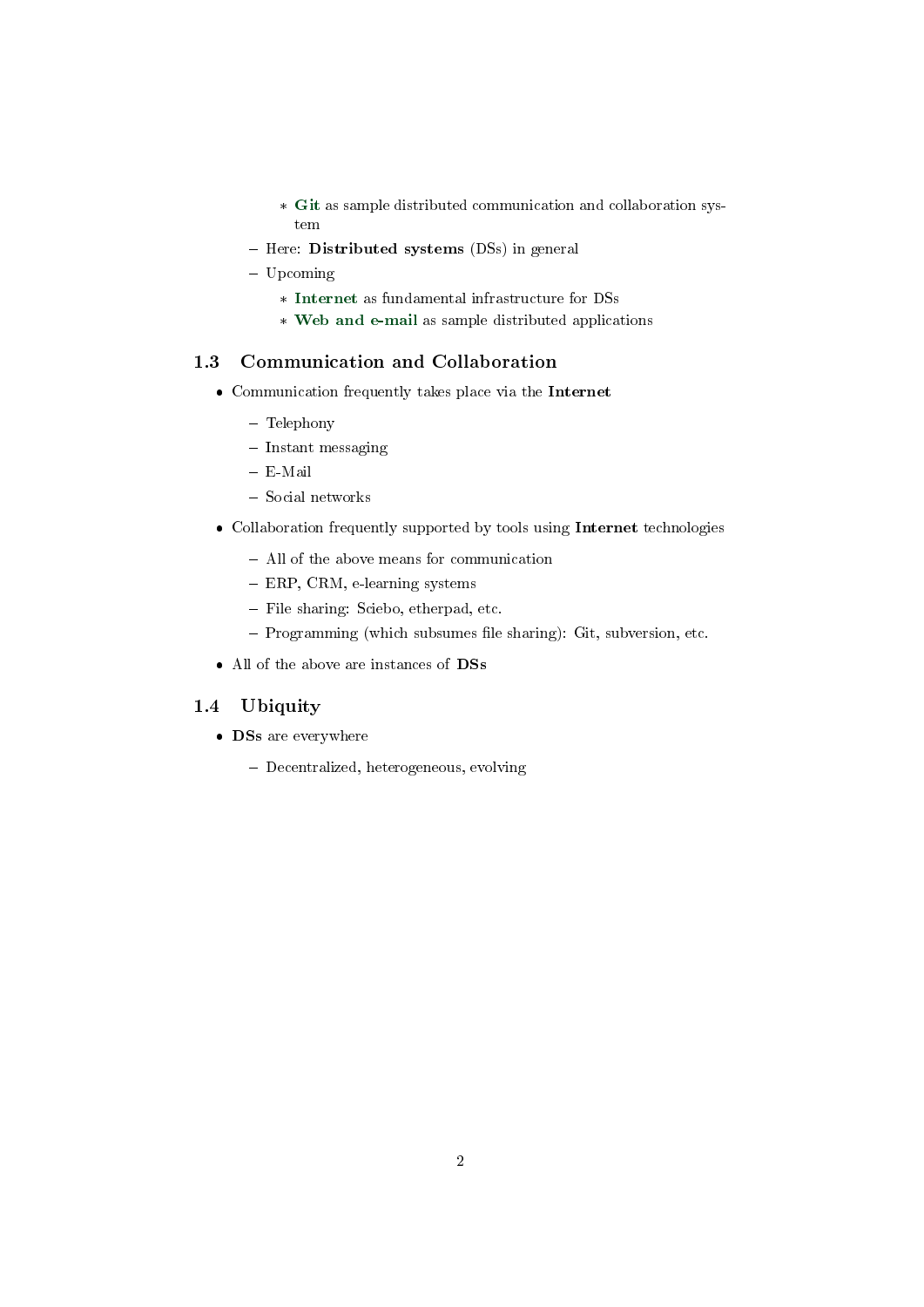- **Git** as sample distributed communication and collaboration system
  - Here: **Distributed systems** (DSs) in general
  - Upcoming
    - **Internet** as fundamental infrastructure for DSs
    - **Web and e-mail** as sample distributed applications

## 1.3 Communication and Collaboration

- Communication frequently takes place via the **Internet**
  - Telephony
  - Instant messaging
  - E-Mail
  - Social networks
- Collaboration frequently supported by tools using **Internet** technologies
  - All of the above means for communication
  - ERP, CRM, e-learning systems
  - File sharing: Sciebo, etherpad, etc.
  - Programming (which subsumes file sharing): Git, subversion, etc.
- All of the above are instances of **DSs**

## 1.4 Ubiquity

- **DSs** are everywhere
  - Decentralized, heterogeneous, evolving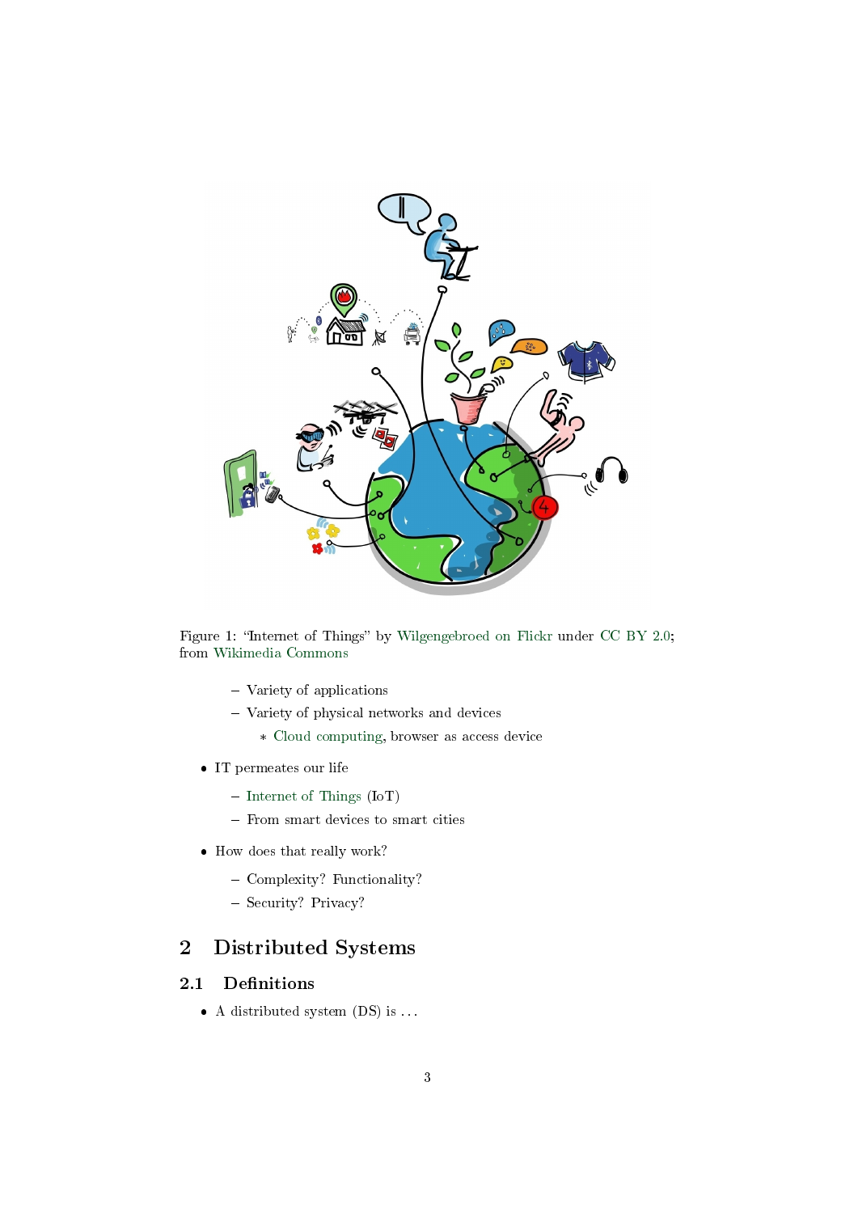Figure 1: "Internet of Things" by Wilgengebroed on Flickr under CC BY 2.0; from Wikimedia Commons

  - Variety of applications
  - Variety of physical networks and devices
    - Cloud computing, browser as access device

- IT permeates our life
  - Internet of Things (IoT)
  - From smart devices to smart cities
- How does that really work?
  - Complexity? Functionality?
  - Security? Privacy?

# 2 Distributed Systems

## 2.1 Definitions

- A distributed system (DS) is ...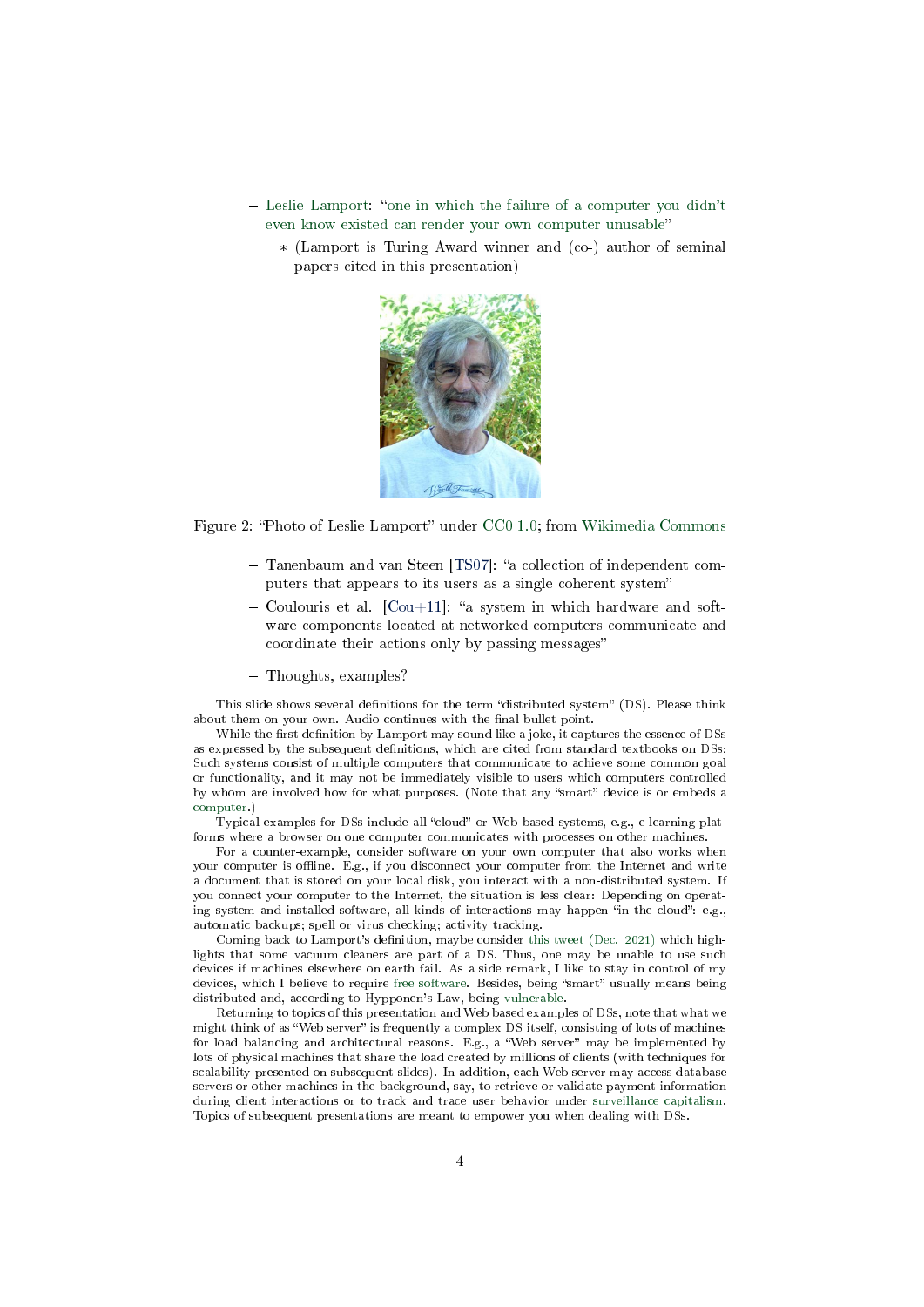- Leslie Lamport: "one in which the failure of a computer you didn't even know existed can render your own computer unusable"
  - (Lamport is Turing Award winner and (co-) author of seminal papers cited in this presentation)

Figure 2: "Photo of Leslie Lamport" under CC0 1.0; from Wikimedia Commons

- Tanenbaum and van Steen [TS07]: "a collection of independent computers that appears to its users as a single coherent system"
- Coulouris et al. [Cou+11]: "a system in which hardware and software components located at networked computers communicate and coordinate their actions only by passing messages"
- Thoughts, examples?

This slide shows several definitions for the term "distributed system" (DS). Please think about them on your own. Audio continues with the final bullet point.

While the first definition by Lamport may sound like a joke, it captures the essence of DSs as expressed by the subsequent definitions, which are cited from standard textbooks on DSs: Such systems consist of multiple computers that communicate to achieve some common goal or functionality, and it may not be immediately visible to users which computers controlled by whom are involved how for what purposes. (Note that any "smart" device is or embeds a computer.)

Typical examples for DSs include all "cloud" or Web based systems, e.g., e-learning platforms where a browser on one computer communicates with processes on other machines.

For a counter-example, consider software on your own computer that also works when your computer is offline. E.g., if you disconnect your computer from the Internet and write a document that is stored on your local disk, you interact with a non-distributed system. If you connect your computer to the Internet, the situation is less clear: Depending on operating system and installed software, all kinds of interactions may happen "in the cloud": e.g., automatic backups; spell or virus checking; activity tracking.

Coming back to Lamport's definition, maybe consider this tweet (Dec. 2021) which highlights that some vacuum cleaners are part of a DS. Thus, one may be unable to use such devices if machines elsewhere on earth fail. As a side remark, I like to stay in control of my devices, which I believe to require free software. Besides, being "smart" usually means being distributed and, according to Hypponen's Law, being vulnerable.

Returning to topics of this presentation and Web based examples of DSs, note that what we might think of as "Web server" is frequently a complex DS itself, consisting of lots of machines for load balancing and architectural reasons. E.g., a "Web server" may be implemented by lots of physical machines that share the load created by millions of clients (with techniques for scalability presented on subsequent slides). In addition, each Web server may access database servers or other machines in the background, say, to retrieve or validate payment information during client interactions or to track and trace user behavior under surveillance capitalism. Topics of subsequent presentations are meant to empower you when dealing with DSs.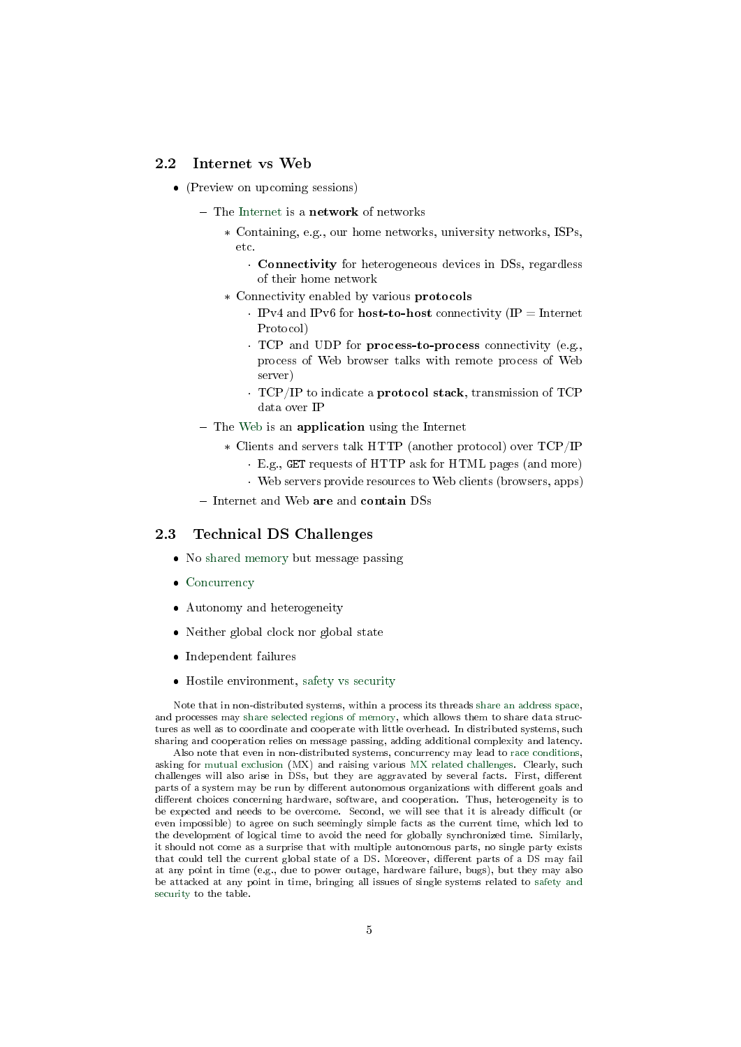## 2.2 Internet vs Web

- (Preview on upcoming sessions)
  - The Internet is a **network** of networks
    - Containing, e.g., our home networks, university networks, ISPs, etc.
      - **Connectivity** for heterogeneous devices in DSs, regardless of their home network
    - Connectivity enabled by various **protocols**
      - IPv4 and IPv6 for **host-to-host** connectivity (IP = Internet Protocol)
      - TCP and UDP for **process-to-process** connectivity (e.g., process of Web browser talks with remote process of Web server)
      - TCP/IP to indicate a **protocol stack**, transmission of TCP data over IP
  - The Web is an **application** using the Internet
    - Clients and servers talk HTTP (another protocol) over TCP/IP
      - E.g., `GET` requests of HTTP ask for HTML pages (and more)
      - Web servers provide resources to Web clients (browsers, apps)
  - Internet and Web **are** and **contain** DSs

## 2.3 Technical DS Challenges

- No shared memory but message passing
- Concurrency
- Autonomy and heterogeneity
- Neither global clock nor global state
- Independent failures
- Hostile environment, safety vs security

Note that in non-distributed systems, within a process its threads share an address space, and processes may share selected regions of memory, which allows them to share data structures as well as to coordinate and cooperate with little overhead. In distributed systems, such sharing and cooperation relies on message passing, adding additional complexity and latency.

Also note that even in non-distributed systems, concurrency may lead to race conditions, asking for mutual exclusion (MX) and raising various MX related challenges. Clearly, such challenges will also arise in DSs, but they are aggravated by several facts. First, different parts of a system may be run by different autonomous organizations with different goals and different choices concerning hardware, software, and cooperation. Thus, heterogeneity is to be expected and needs to be overcome. Second, we will see that it is already difficult (or even impossible) to agree on such seemingly simple facts as the current time, which led to the development of logical time to avoid the need for globally synchronized time. Similarly, it should not come as a surprise that with multiple autonomous parts, no single party exists that could tell the current global state of a DS. Moreover, different parts of a DS may fail at any point in time (e.g., due to power outage, hardware failure, bugs), but they may also be attacked at any point in time, bringing all issues of single systems related to safety and security to the table.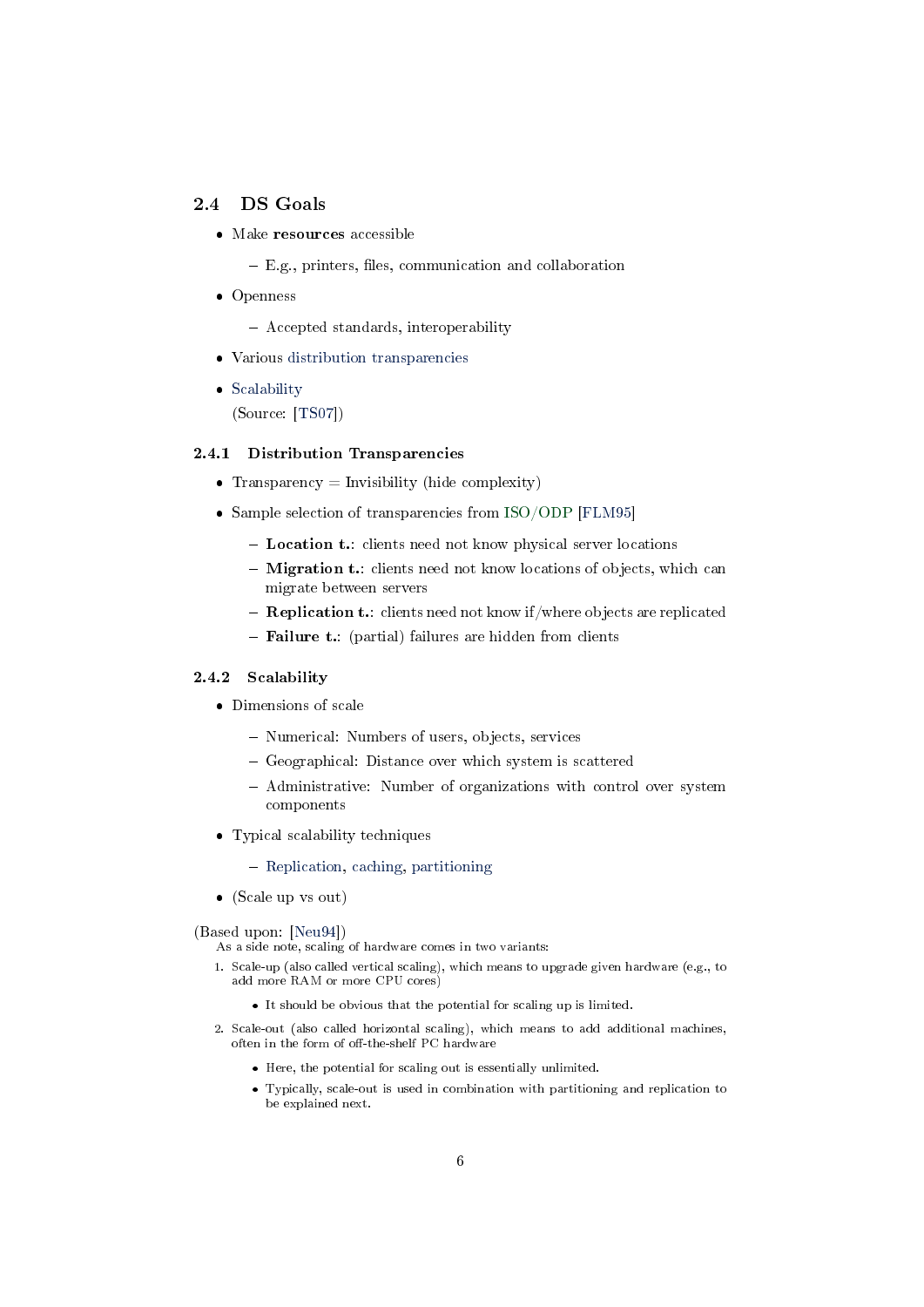## 2.4 DS Goals

- Make **resources** accessible
  - E.g., printers, files, communication and collaboration
- Openness
  - Accepted standards, interoperability
- Various distribution transparencies
- Scalability

  (Source: [TS07])

### 2.4.1 Distribution Transparencies

- Transparency = Invisibility (hide complexity)
- Sample selection of transparencies from ISO/ODP [FLM95]
  - **Location t.**: clients need not know physical server locations
  - **Migration t.**: clients need not know locations of objects, which can migrate between servers
  - **Replication t.**: clients need not know if/where objects are replicated
  - **Failure t.**: (partial) failures are hidden from clients

### 2.4.2 Scalability

- Dimensions of scale
  - Numerical: Numbers of users, objects, services
  - Geographical: Distance over which system is scattered
  - Administrative: Number of organizations with control over system components
- Typical scalability techniques
  - Replication, caching, partitioning
- (Scale up vs out)

(Based upon: [Neu94])

As a side note, scaling of hardware comes in two variants:

1. Scale-up (also called vertical scaling), which means to upgrade given hardware (e.g., to add more RAM or more CPU cores)
   - It should be obvious that the potential for scaling up is limited.
2. Scale-out (also called horizontal scaling), which means to add additional machines, often in the form of off-the-shelf PC hardware
   - Here, the potential for scaling out is essentially unlimited.
   - Typically, scale-out is used in combination with partitioning and replication to be explained next.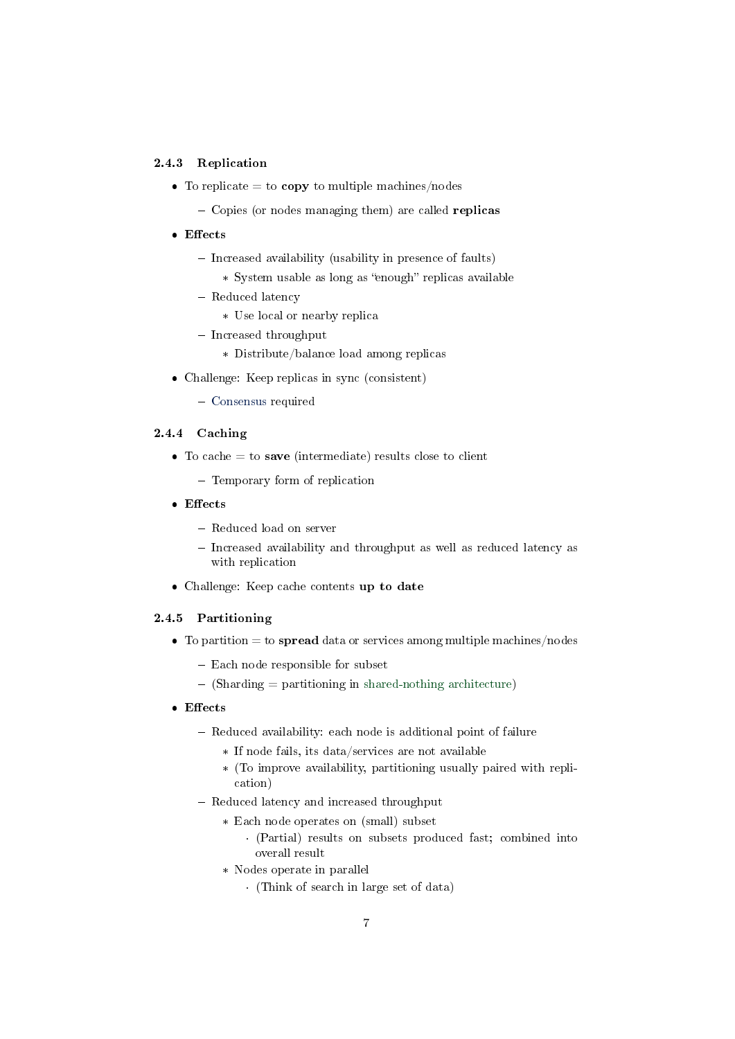### 2.4.3 Replication

- To replicate = to **copy** to multiple machines/nodes
  - Copies (or nodes managing them) are called **replicas**
- **Effects**
  - Increased availability (usability in presence of faults)
    - System usable as long as "enough" replicas available
  - Reduced latency
    - Use local or nearby replica
  - Increased throughput
    - Distribute/balance load among replicas
- Challenge: Keep replicas in sync (consistent)
  - Consensus required

### 2.4.4 Caching

- To cache = to **save** (intermediate) results close to client
  - Temporary form of replication
- **Effects**
  - Reduced load on server
  - Increased availability and throughput as well as reduced latency as with replication
- Challenge: Keep cache contents **up to date**

### 2.4.5 Partitioning

- To partition = to **spread** data or services among multiple machines/nodes
  - Each node responsible for subset
  - (Sharding = partitioning in shared-nothing architecture)
- **Effects**
  - Reduced availability: each node is additional point of failure
    - If node fails, its data/services are not available
    - (To improve availability, partitioning usually paired with replication)
  - Reduced latency and increased throughput
    - Each node operates on (small) subset
      - (Partial) results on subsets produced fast; combined into overall result
    - Nodes operate in parallel
      - (Think of search in large set of data)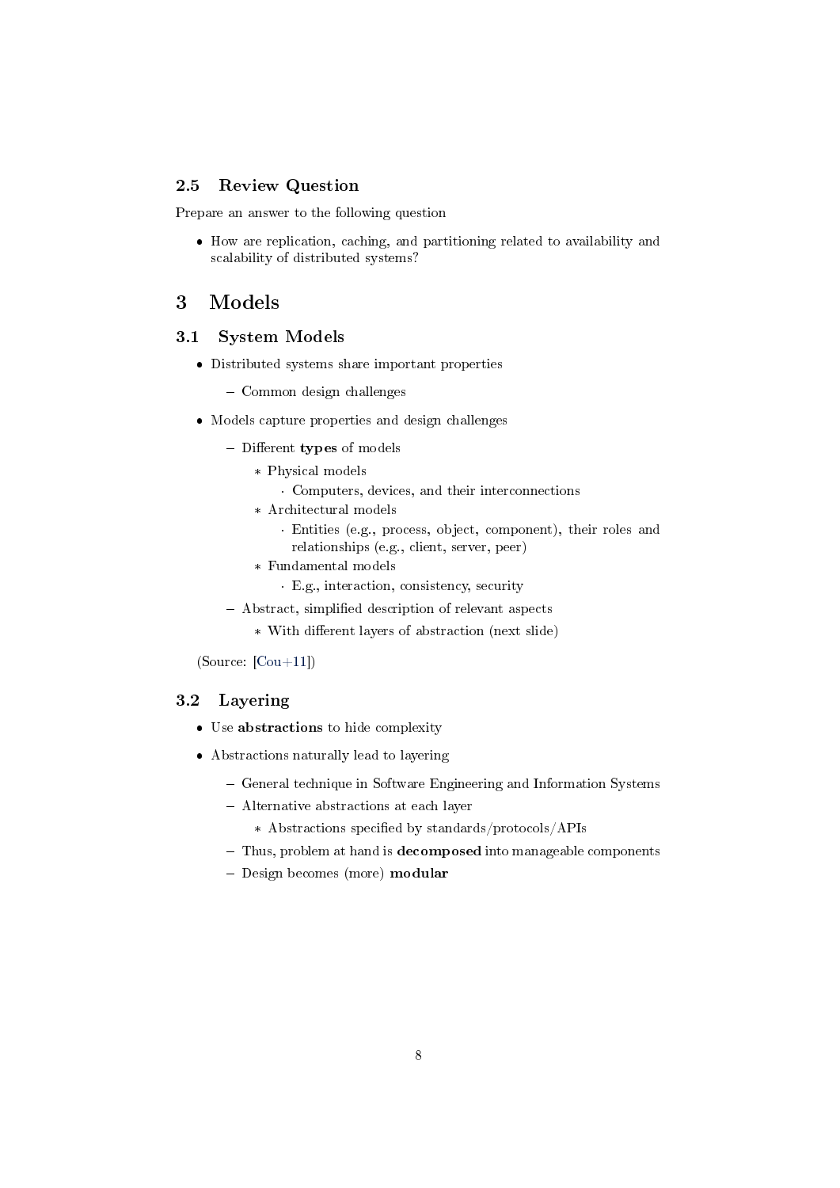### 2.5 Review Question

Prepare an answer to the following question

- How are replication, caching, and partitioning related to availability and scalability of distributed systems?

## 3 Models

### 3.1 System Models

- Distributed systems share important properties
  - Common design challenges
- Models capture properties and design challenges
  - Different **types** of models
    - Physical models
      - Computers, devices, and their interconnections
    - Architectural models
      - Entities (e.g., process, object, component), their roles and relationships (e.g., client, server, peer)
    - Fundamental models
      - E.g., interaction, consistency, security
  - Abstract, simplified description of relevant aspects
    - With different layers of abstraction (next slide)

(Source: [Cou+11])

### 3.2 Layering

- Use **abstractions** to hide complexity
- Abstractions naturally lead to layering
  - General technique in Software Engineering and Information Systems
  - Alternative abstractions at each layer
    - Abstractions specified by standards/protocols/APIs
  - Thus, problem at hand is **decomposed** into manageable components
  - Design becomes (more) **modular**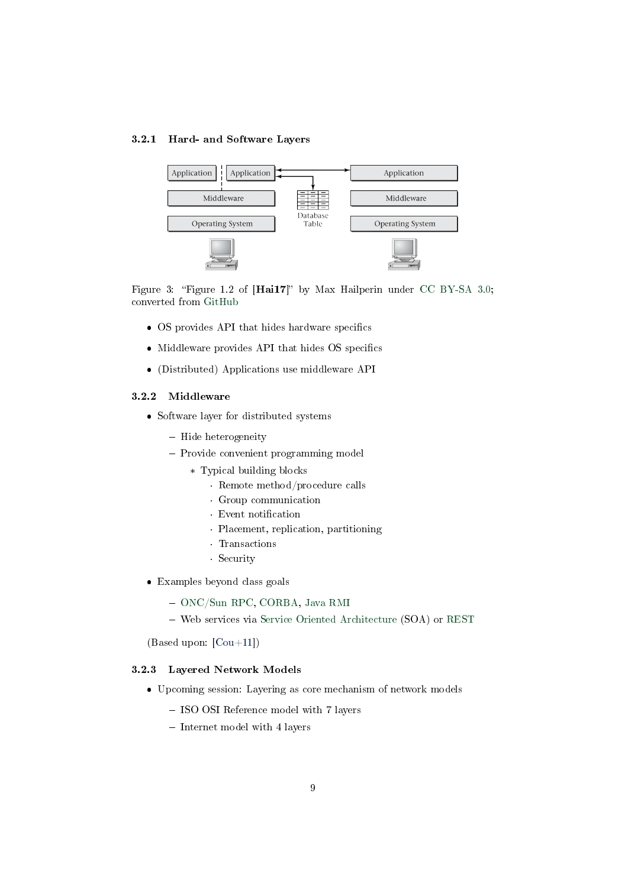### 3.2.1 Hard- and Software Layers

Figure 3: "Figure 1.2 of [**Hai17**]" by Max Hailperin under CC BY-SA 3.0; converted from GitHub

- OS provides API that hides hardware specifics
- Middleware provides API that hides OS specifics
- (Distributed) Applications use middleware API

### 3.2.2 Middleware

- Software layer for distributed systems
  - Hide heterogeneity
  - Provide convenient programming model
    - Typical building blocks
      - Remote method/procedure calls
      - Group communication
      - Event notification
      - Placement, replication, partitioning
      - Transactions
      - Security
- Examples beyond class goals
  - ONC/Sun RPC, CORBA, Java RMI
  - Web services via Service Oriented Architecture (SOA) or REST

(Based upon: [Cou+11])

### 3.2.3 Layered Network Models

- Upcoming session: Layering as core mechanism of network models
  - ISO OSI Reference model with 7 layers
  - Internet model with 4 layers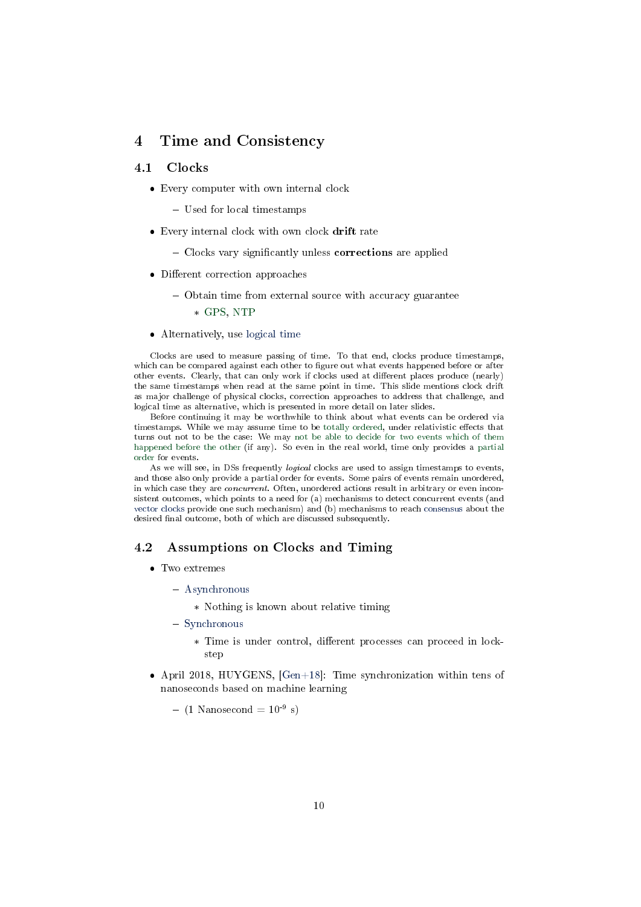# 4 Time and Consistency

## 4.1 Clocks

- Every computer with own internal clock
  - Used for local timestamps
- Every internal clock with own clock **drift** rate
  - Clocks vary significantly unless **corrections** are applied
- Different correction approaches
  - Obtain time from external source with accuracy guarantee
    - GPS, NTP
- Alternatively, use logical time

Clocks are used to measure passing of time. To that end, clocks produce timestamps, which can be compared against each other to figure out what events happened before or after other events. Clearly, that can only work if clocks used at different places produce (nearly) the same timestamps when read at the same point in time. This slide mentions clock drift as major challenge of physical clocks, correction approaches to address that challenge, and logical time as alternative, which is presented in more detail on later slides.

Before continuing it may be worthwhile to think about what events can be ordered via timestamps. While we may assume time to be totally ordered, under relativistic effects that turns out not to be the case: We may not be able to decide for two events which of them happened before the other (if any). So even in the real world, time only provides a partial order for events.

As we will see, in DSs frequently *logical* clocks are used to assign timestamps to events, and those also only provide a partial order for events. Some pairs of events remain unordered, in which case they are *concurrent*. Often, unordered actions result in arbitrary or even inconsistent outcomes, which points to a need for (a) mechanisms to detect concurrent events (and vector clocks provide one such mechanism) and (b) mechanisms to reach consensus about the desired final outcome, both of which are discussed subsequently.

## 4.2 Assumptions on Clocks and Timing

- Two extremes
  - Asynchronous
    - Nothing is known about relative timing
  - Synchronous
    - Time is under control, different processes can proceed in lock-step
- April 2018, HUYGENS, [Gen+18]: Time synchronization within tens of nanoseconds based on machine learning
  - (1 Nanosecond = $10^{-9}$ s)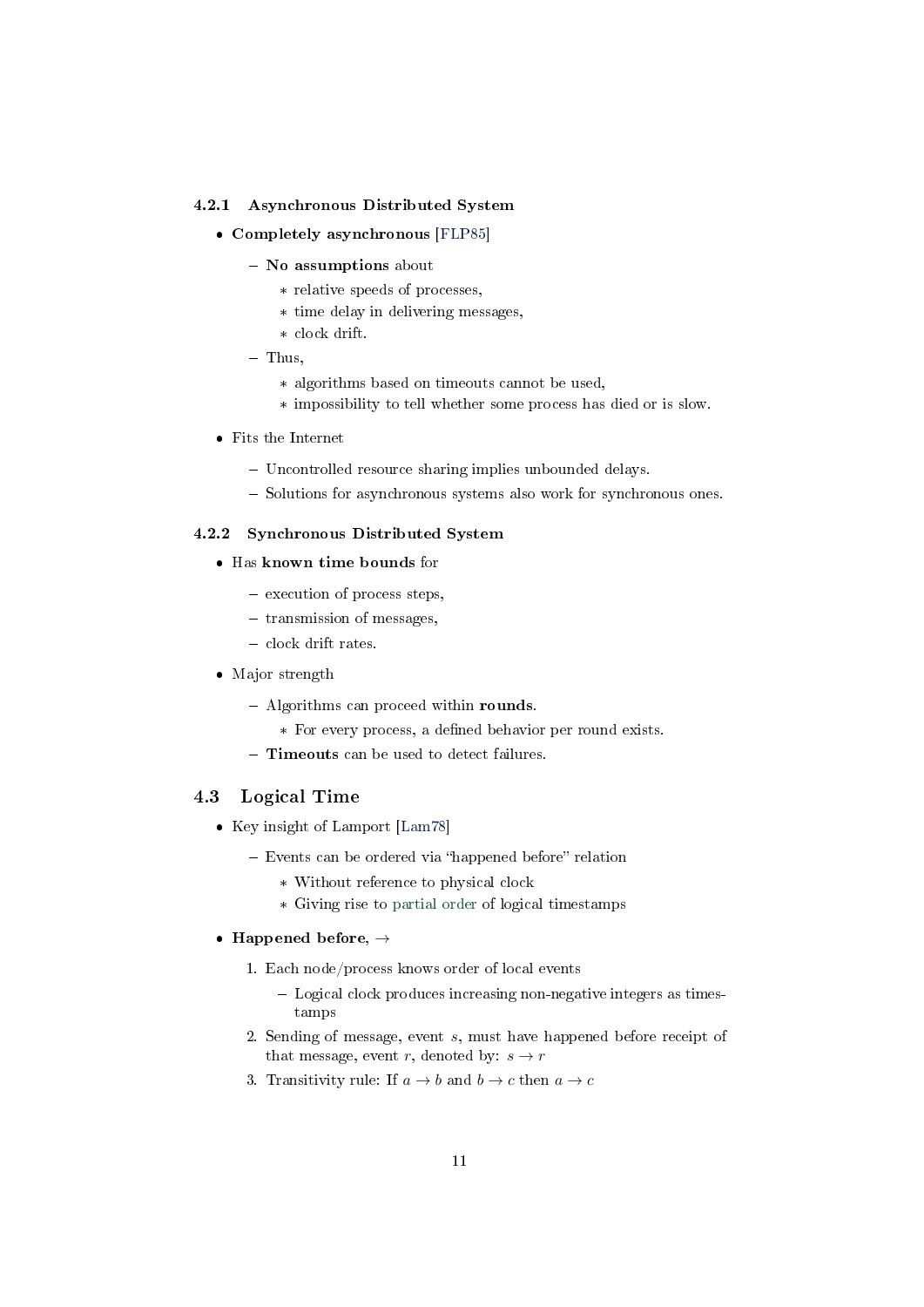### 4.2.1 Asynchronous Distributed System

- **Completely asynchronous** [FLP85]
  - **No assumptions** about
    - relative speeds of processes,
    - time delay in delivering messages,
    - clock drift.
  - Thus,
    - algorithms based on timeouts cannot be used,
    - impossibility to tell whether some process has died or is slow.
- Fits the Internet
  - Uncontrolled resource sharing implies unbounded delays.
  - Solutions for asynchronous systems also work for synchronous ones.

### 4.2.2 Synchronous Distributed System

- Has **known time bounds** for
  - execution of process steps,
  - transmission of messages,
  - clock drift rates.
- Major strength
  - Algorithms can proceed within **rounds**.
    - For every process, a defined behavior per round exists.
  - **Timeouts** can be used to detect failures.

## 4.3 Logical Time

- Key insight of Lamport [Lam78]
  - Events can be ordered via "happened before" relation
    - Without reference to physical clock
    - Giving rise to partial order of logical timestamps
- **Happened before**, $\rightarrow$
  1. Each node/process knows order of local events
     - Logical clock produces increasing non-negative integers as timestamps
  2. Sending of message, event $s$, must have happened before receipt of that message, event $r$, denoted by: $s \rightarrow r$
  3. Transitivity rule: If $a \rightarrow b$ and $b \rightarrow c$ then $a \rightarrow c$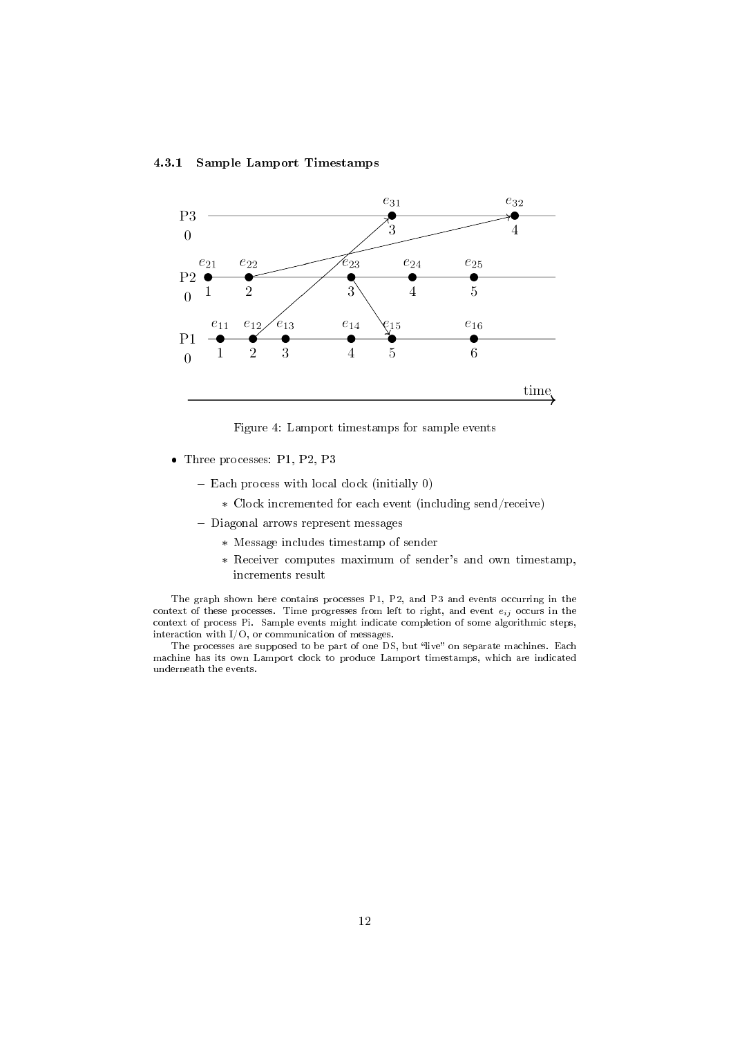### 4.3.1 Sample Lamport Timestamps

Figure 4: Lamport timestamps for sample events

- Three processes: P1, P2, P3
  - Each process with local clock (initially 0)
    - Clock incremented for each event (including send/receive)
  - Diagonal arrows represent messages
    - Message includes timestamp of sender
    - Receiver computes maximum of sender's and own timestamp, increments result

The graph shown here contains processes P1, P2, and P3 and events occurring in the context of these processes. Time progresses from left to right, and event $e_{ij}$ occurs in the context of process Pi. Sample events might indicate completion of some algorithmic steps, interaction with I/O, or communication of messages.

The processes are supposed to be part of one DS, but "live" on separate machines. Each machine has its own Lamport clock to produce Lamport timestamps, which are indicated underneath the events.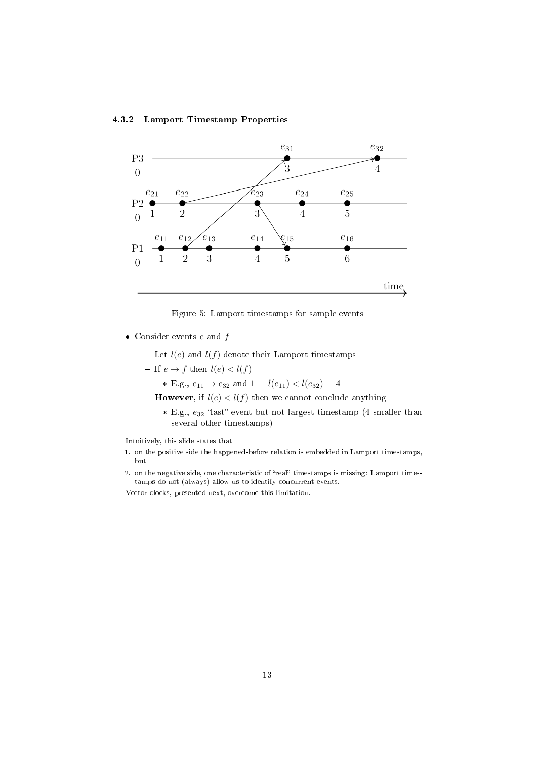### 4.3.2 Lamport Timestamp Properties

Figure 5: Lamport timestamps for sample events

- Consider events $e$ and $f$
  - Let $l(e)$ and $l(f)$ denote their Lamport timestamps
  - If $e \to f$ then $l(e) < l(f)$
    - E.g., $e_{11} \to e_{32}$ and $1 = l(e_{11}) < l(e_{32}) = 4$
  - **However**, if $l(e) < l(f)$ then we cannot conclude anything
    - E.g., $e_{32}$ "last" event but not largest timestamp (4 smaller than several other timestamps)

Intuitively, this slide states that

1. on the positive side the happened-before relation is embedded in Lamport timestamps, but
2. on the negative side, one characteristic of "real" timestamps is missing: Lamport timestamps do not (always) allow us to identify concurrent events.

Vector clocks, presented next, overcome this limitation.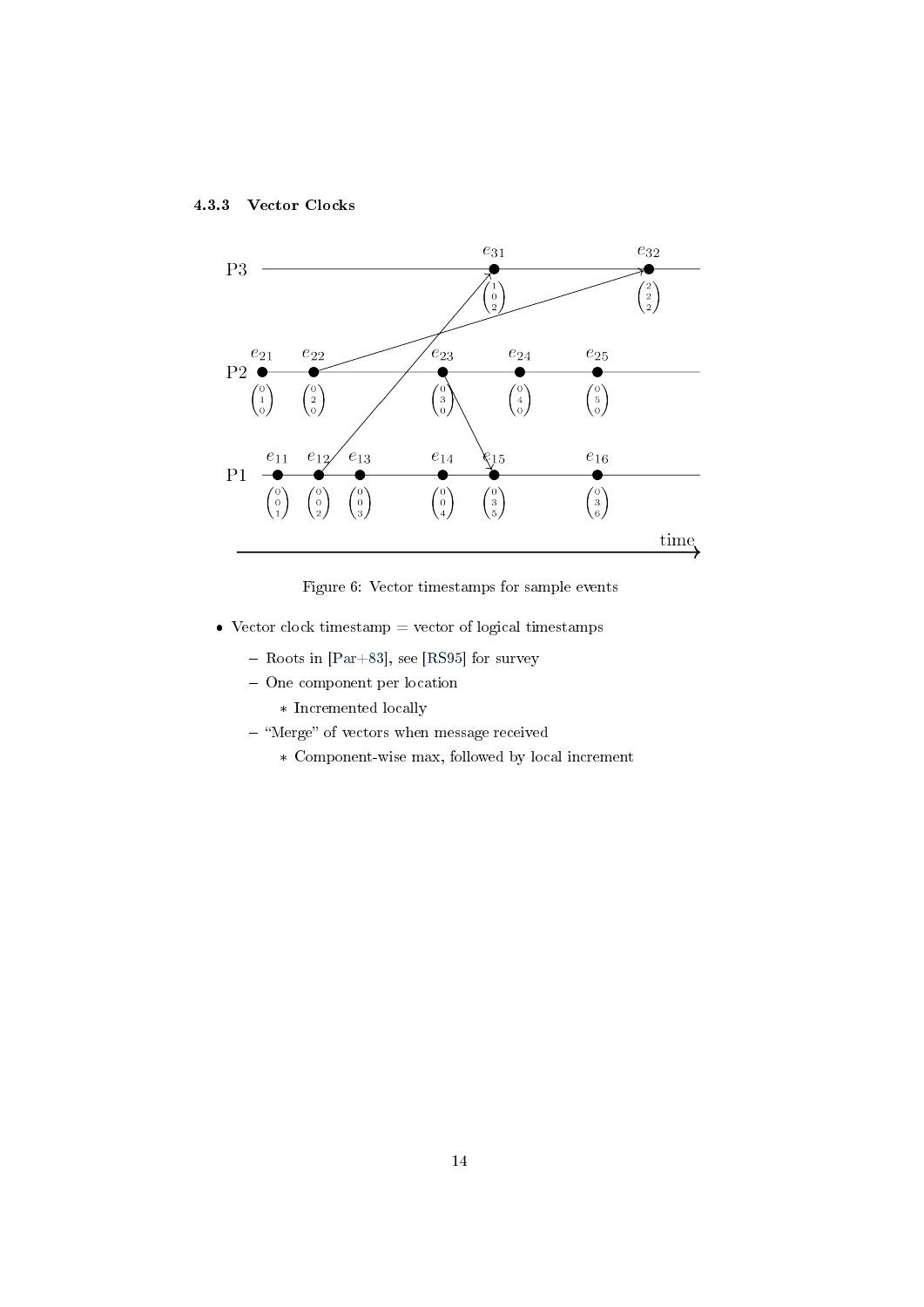#### 4.3.3 Vector Clocks

Figure 6: Vector timestamps for sample events

- Vector clock timestamp = vector of logical timestamps
  - Roots in [Par+83], see [RS95] for survey
  - One component per location
    - Incremented locally
  - "Merge" of vectors when message received
    - Component-wise max, followed by local increment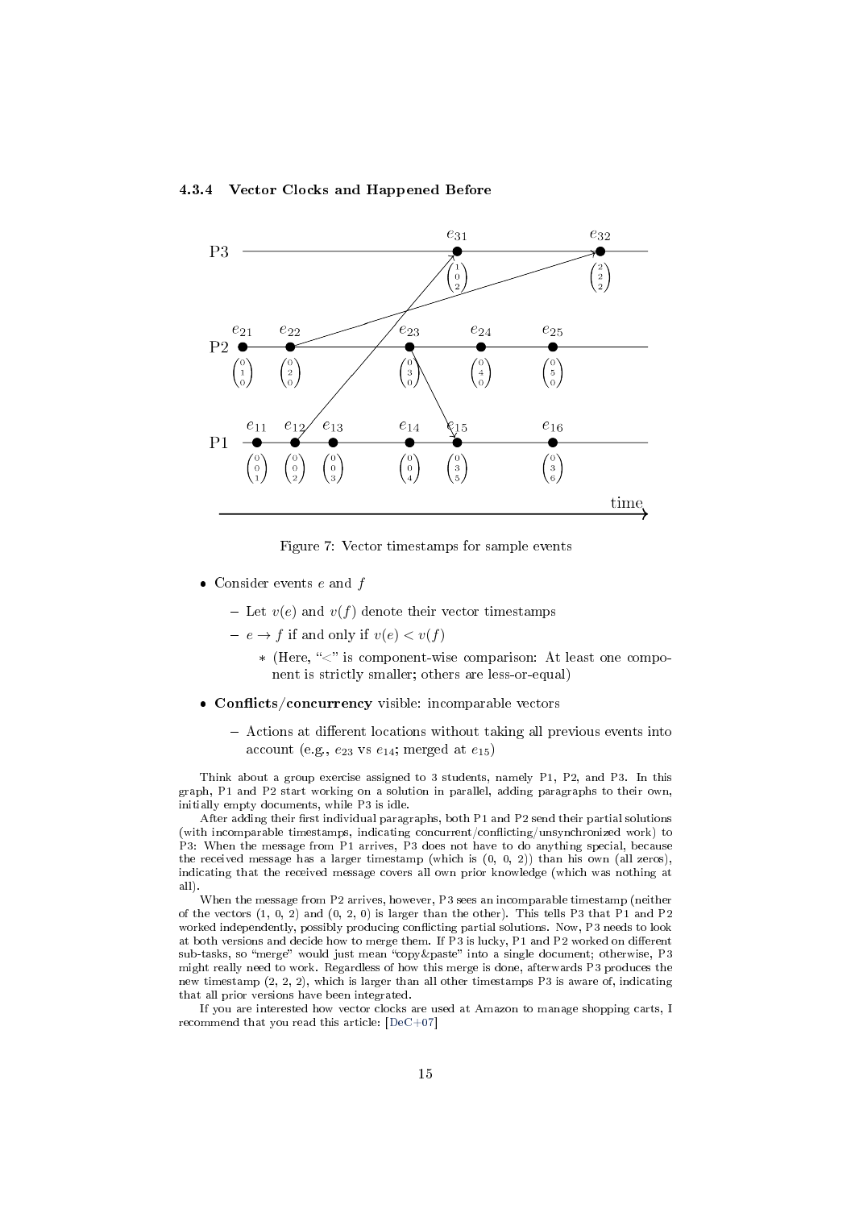#### 4.3.4 Vector Clocks and Happened Before

Figure 7: Vector timestamps for sample events

- Consider events $e$ and $f$
  - Let $v(e)$ and $v(f)$ denote their vector timestamps
  - $e \rightarrow f$ if and only if $v(e) < v(f)$
    - (Here, "<" is component-wise comparison: At least one component is strictly smaller; others are less-or-equal)
- **Conflicts/concurrency** visible: incomparable vectors
  - Actions at different locations without taking all previous events into account (e.g., $e_{23}$ vs $e_{14}$; merged at $e_{15}$)

Think about a group exercise assigned to 3 students, namely P1, P2, and P3. In this graph, P1 and P2 start working on a solution in parallel, adding paragraphs to their own, initially empty documents, while P3 is idle.

After adding their first individual paragraphs, both P1 and P2 send their partial solutions (with incomparable timestamps, indicating concurrent/conflicting/unsynchronized work) to P3: When the message from P1 arrives, P3 does not have to do anything special, because the received message has a larger timestamp (which is (0, 0, 2)) than his own (all zeros), indicating that the received message covers all own prior knowledge (which was nothing at all).

When the message from P2 arrives, however, P3 sees an incomparable timestamp (neither of the vectors (1, 0, 2) and (0, 2, 0) is larger than the other). This tells P3 that P1 and P2 worked independently, possibly producing conflicting partial solutions. Now, P3 needs to look at both versions and decide how to merge them. If P3 is lucky, P1 and P2 worked on different sub-tasks, so "merge" would just mean "copy&paste" into a single document; otherwise, P3 might really need to work. Regardless of how this merge is done, afterwards P3 produces the new timestamp (2, 2, 2), which is larger than all other timestamps P3 is aware of, indicating that all prior versions have been integrated.

If you are interested how vector clocks are used at Amazon to manage shopping carts, I recommend that you read this article: [DeC+07]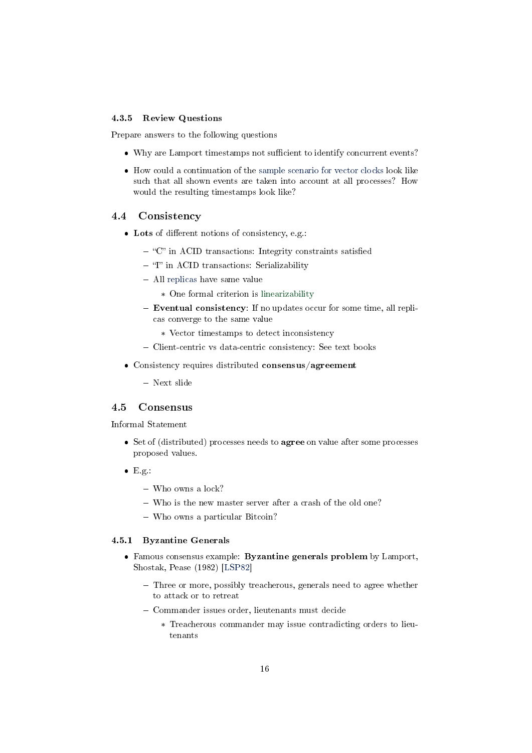#### 4.3.5 Review Questions

Prepare answers to the following questions

- Why are Lamport timestamps not sufficient to identify concurrent events?
- How could a continuation of the sample scenario for vector clocks look like such that all shown events are taken into account at all processes? How would the resulting timestamps look like?

### 4.4 Consistency

- **Lots** of different notions of consistency, e.g.:
  - "C" in ACID transactions: Integrity constraints satisfied
  - "I" in ACID transactions: Serializability
  - All replicas have same value
    - One formal criterion is linearizability
  - **Eventual consistency**: If no updates occur for some time, all replicas converge to the same value
    - Vector timestamps to detect inconsistency
  - Client-centric vs data-centric consistency: See text books
- Consistency requires distributed **consensus/agreement**
  - Next slide

### 4.5 Consensus

Informal Statement

- Set of (distributed) processes needs to **agree** on value after some processes proposed values.
- E.g.:
  - Who owns a lock?
  - Who is the new master server after a crash of the old one?
  - Who owns a particular Bitcoin?

#### 4.5.1 Byzantine Generals

- Famous consensus example: **Byzantine generals problem** by Lamport, Shostak, Pease (1982) [LSP82]
  - Three or more, possibly treacherous, generals need to agree whether to attack or to retreat
  - Commander issues order, lieutenants must decide
    - Treacherous commander may issue contradicting orders to lieutenants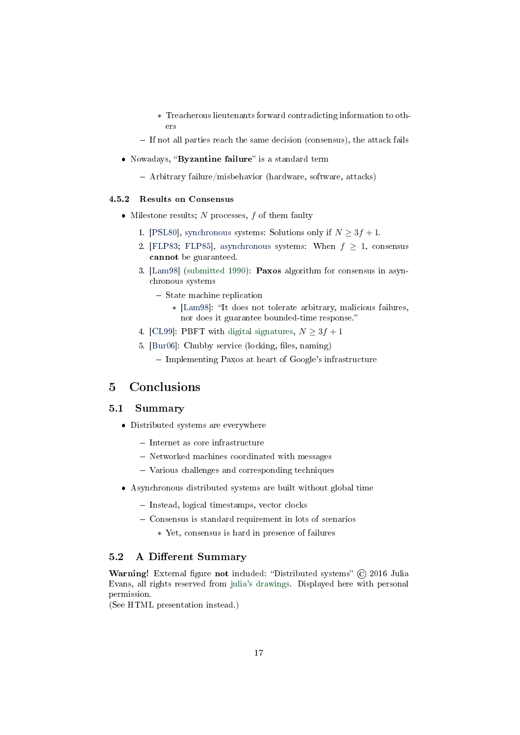- Treacherous lieutenants forward contradicting information to others
    - If not all parties reach the same decision (consensus), the attack fails

- Nowadays, "**Byzantine failure**" is a standard term
    - Arbitrary failure/misbehavior (hardware, software, attacks)

### 4.5.2 Results on Consensus

- Milestone results; $N$ processes, $f$ of them faulty
    1. [PSL80], synchronous systems: Solutions only if $N \geq 3f + 1$.
    2. [FLP83; FLP85], asynchronous systems: When $f \geq 1$, consensus **cannot** be guaranteed.
    3. [Lam98] (submitted 1990): **Paxos** algorithm for consensus in asynchronous systems
        - State machine replication
            - [Lam98]: "It does not tolerate arbitrary, malicious failures, nor does it guarantee bounded-time response."
    4. [CL99]: PBFT with digital signatures, $N \geq 3f + 1$
    5. [Bur06]: Chubby service (locking, files, naming)
        - Implementing Paxos at heart of Google's infrastructure

# 5 Conclusions

## 5.1 Summary

- Distributed systems are everywhere
    - Internet as core infrastructure
    - Networked machines coordinated with messages
    - Various challenges and corresponding techniques
- Asynchronous distributed systems are built without global time
    - Instead, logical timestamps, vector clocks
    - Consensus is standard requirement in lots of scenarios
        - Yet, consensus is hard in presence of failures

## 5.2 A Different Summary

**Warning!** External figure **not** included: "Distributed systems" © 2016 Julia Evans, all rights reserved from julia's drawings. Displayed here with personal permission.
(See HTML presentation instead.)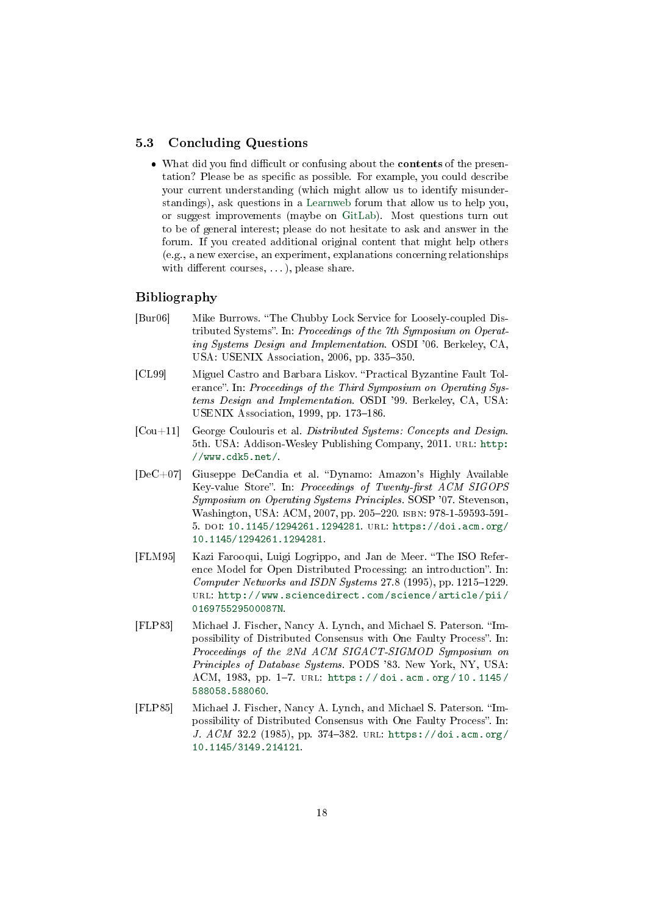### 5.3 Concluding Questions

- What did you find difficult or confusing about the **contents** of the presentation? Please be as specific as possible. For example, you could describe your current understanding (which might allow us to identify misunderstandings), ask questions in a Learnweb forum that allow us to help you, or suggest improvements (maybe on GitLab). Most questions turn out to be of general interest; please do not hesitate to ask and answer in the forum. If you created additional original content that might help others (e.g., a new exercise, an experiment, explanations concerning relationships with different courses, . . . ), please share.

## Bibliography

[Bur06] Mike Burrows. "The Chubby Lock Service for Loosely-coupled Distributed Systems". In: *Proceedings of the 7th Symposium on Operating Systems Design and Implementation*. OSDI '06. Berkeley, CA, USA: USENIX Association, 2006, pp. 335–350.

[CL99] Miguel Castro and Barbara Liskov. "Practical Byzantine Fault Tolerance". In: *Proceedings of the Third Symposium on Operating Systems Design and Implementation*. OSDI '99. Berkeley, CA, USA: USENIX Association, 1999, pp. 173–186.

[Cou+11] George Coulouris et al. *Distributed Systems: Concepts and Design*. 5th. USA: Addison-Wesley Publishing Company, 2011. URL: http://www.cdk5.net/.

[DeC+07] Giuseppe DeCandia et al. "Dynamo: Amazon's Highly Available Key-value Store". In: *Proceedings of Twenty-first ACM SIGOPS Symposium on Operating Systems Principles*. SOSP '07. Stevenson, Washington, USA: ACM, 2007, pp. 205–220. ISBN: 978-1-59593-591-5. DOI: 10.1145/1294261.1294281. URL: https://doi.acm.org/10.1145/1294261.1294281.

[FLM95] Kazi Farooqui, Luigi Logrippo, and Jan de Meer. "The ISO Reference Model for Open Distributed Processing: an introduction". In: *Computer Networks and ISDN Systems* 27.8 (1995), pp. 1215–1229. URL: http://www.sciencedirect.com/science/article/pii/016975529500087N.

[FLP83] Michael J. Fischer, Nancy A. Lynch, and Michael S. Paterson. "Impossibility of Distributed Consensus with One Faulty Process". In: *Proceedings of the 2Nd ACM SIGACT-SIGMOD Symposium on Principles of Database Systems*. PODS '83. New York, NY, USA: ACM, 1983, pp. 1–7. URL: https://doi.acm.org/10.1145/588058.588060.

[FLP85] Michael J. Fischer, Nancy A. Lynch, and Michael S. Paterson. "Impossibility of Distributed Consensus with One Faulty Process". In: *J. ACM* 32.2 (1985), pp. 374–382. URL: https://doi.acm.org/10.1145/3149.214121.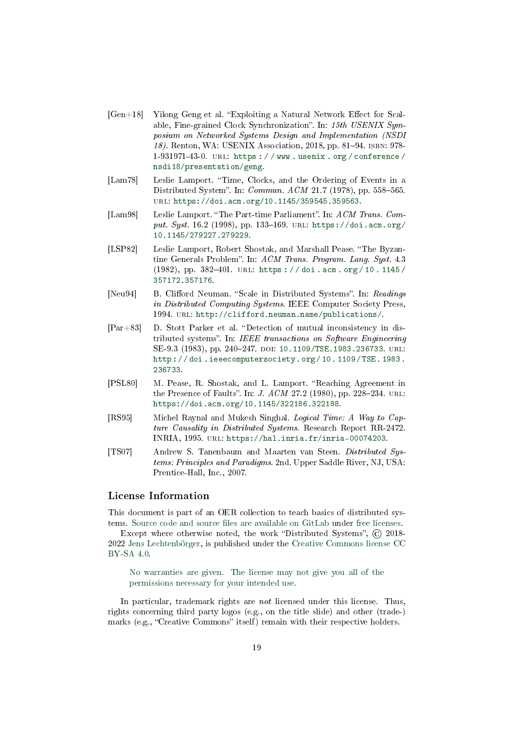- [Gen+18] Yilong Geng et al. "Exploiting a Natural Network Effect for Scalable, Fine-grained Clock Synchronization". In: *15th USENIX Symposium on Networked Systems Design and Implementation (NSDI 18)*. Renton, WA: USENIX Association, 2018, pp. 81–94. ISBN: 978-1-931971-43-0. URL: https://www.usenix.org/conference/nsdi18/presentation/geng.
- [Lam78] Leslie Lamport. "Time, Clocks, and the Ordering of Events in a Distributed System". In: *Commun. ACM* 21.7 (1978), pp. 558–565. URL: https://doi.acm.org/10.1145/359545.359563.
- [Lam98] Leslie Lamport. "The Part-time Parliament". In: *ACM Trans. Comput. Syst.* 16.2 (1998), pp. 133–169. URL: https://doi.acm.org/10.1145/279227.279229.
- [LSP82] Leslie Lamport, Robert Shostak, and Marshall Pease. "The Byzantine Generals Problem". In: *ACM Trans. Program. Lang. Syst.* 4.3 (1982), pp. 382–401. URL: https://doi.acm.org/10.1145/357172.357176.
- [Neu94] B. Clifford Neuman. "Scale in Distributed Systems". In: *Readings in Distributed Computing Systems*. IEEE Computer Society Press, 1994. URL: http://clifford.neuman.name/publications/.
- [Par+83] D. Stott Parker et al. "Detection of mutual inconsistency in distributed systems". In: *IEEE transactions on Software Engineering* SE-9.3 (1983), pp. 240–247. DOI: 10.1109/TSE.1983.236733. URL: http://doi.ieeecomputersociety.org/10.1109/TSE.1983.236733.
- [PSL80] M. Pease, R. Shostak, and L. Lamport. "Reaching Agreement in the Presence of Faults". In: *J. ACM* 27.2 (1980), pp. 228–234. URL: https://doi.acm.org/10.1145/322186.322188.
- [RS95] Michel Raynal and Mukesh Singhal. *Logical Time: A Way to Capture Causality in Distributed Systems*. Research Report RR-2472. INRIA, 1995. URL: https://hal.inria.fr/inria-00074203.
- [TS07] Andrew S. Tanenbaum and Maarten van Steen. *Distributed Systems: Principles and Paradigms*. 2nd. Upper Saddle River, NJ, USA: Prentice-Hall, Inc., 2007.

## License Information

This document is part of an OER collection to teach basics of distributed systems. Source code and source files are available on GitLab under free licenses.

Except where otherwise noted, the work "Distributed Systems", © 2018-2022 Jens Lechtenbörger, is published under the Creative Commons license CC BY-SA 4.0.

> No warranties are given. The license may not give you all of the permissions necessary for your intended use.

In particular, trademark rights are *not* licensed under this license. Thus, rights concerning third party logos (e.g., on the title slide) and other (trade-) marks (e.g., "Creative Commons" itself) remain with their respective holders.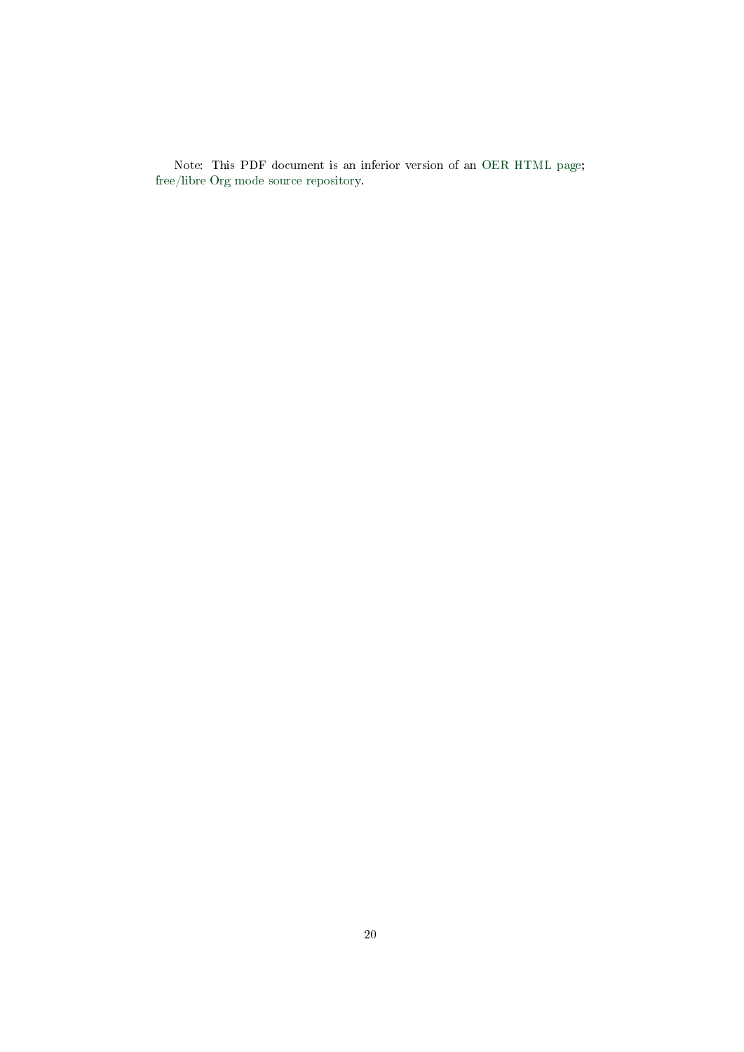Note: This PDF document is an inferior version of an OER HTML page; free/libre Org mode source repository.